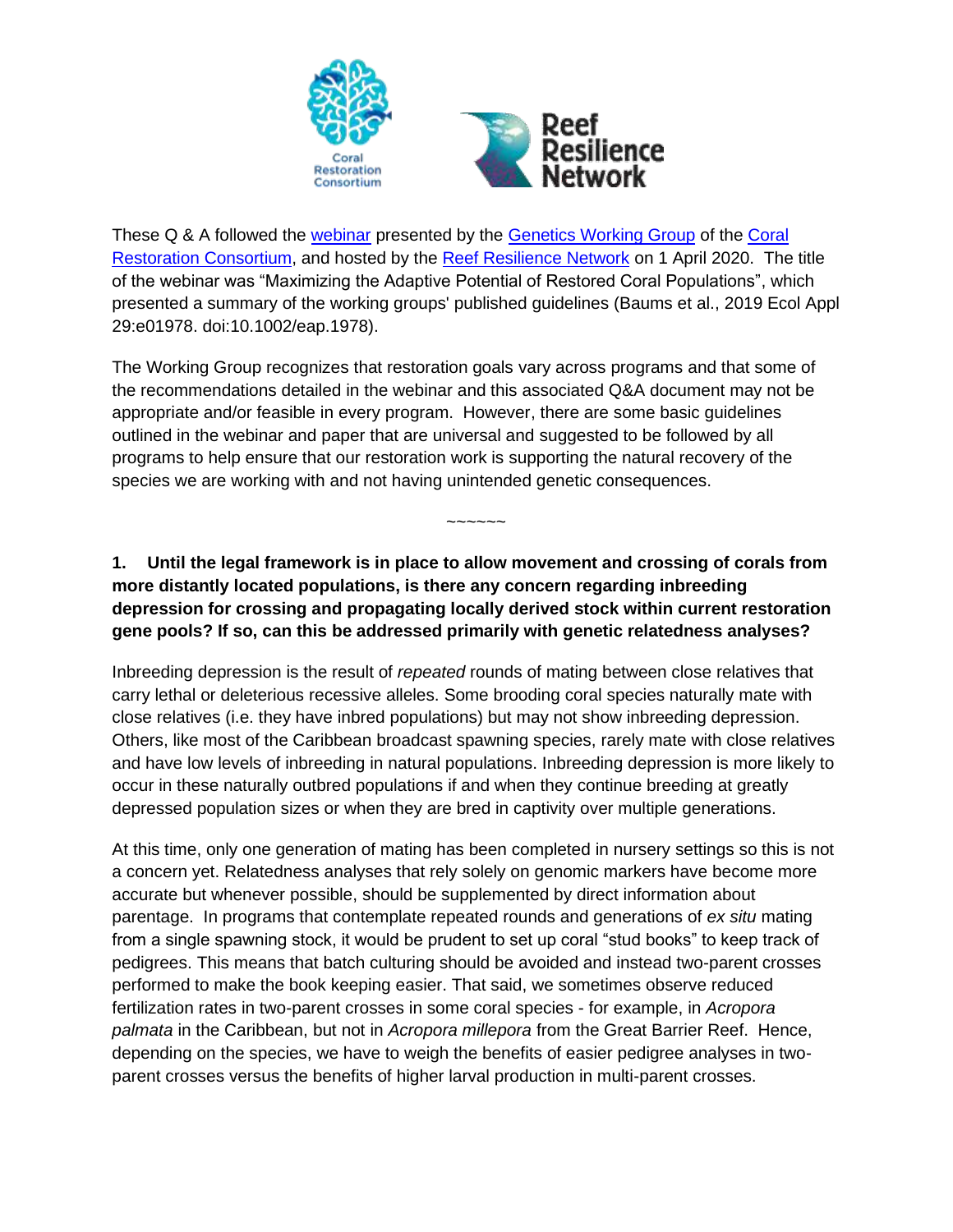These Q & A followed the webinar presented by the Genetics Working Group of the Coral Restoration Consortium, and hosted by the Reef Resilience Network on 1 April 2020. The title of the webinar was "Maximizing the Adaptive Potential of Restored Coral Populations", which presented a summary of the working groups' published guidelines (Baums et al., 2019 Ecol Appl 29:e01978. doi:10.1002/eap.1978).

The Working Group recognizes that restoration goals vary across programs and that some of the recommendations detailed in the webinar and this associated Q&A document may not be appropriate and/or feasible in every program. However, there are some basic guidelines outlined in the webinar and paper that are universal and suggested to be followed by all programs to help ensure that our restoration work is supporting the natural recovery of the species we are working with and not having unintended genetic consequences.

~~~~~~

**1. Until the legal framework is in place to allow movement and crossing of corals from more distantly located populations, is there any concern regarding inbreeding depression for crossing and propagating locally derived stock within current restoration gene pools? If so, can this be addressed primarily with genetic relatedness analyses?**

Inbreeding depression is the result of *repeated* rounds of mating between close relatives that carry lethal or deleterious recessive alleles. Some brooding coral species naturally mate with close relatives (i.e. they have inbred populations) but may not show inbreeding depression. Others, like most of the Caribbean broadcast spawning species, rarely mate with close relatives and have low levels of inbreeding in natural populations. Inbreeding depression is more likely to occur in these naturally outbred populations if and when they continue breeding at greatly depressed population sizes or when they are bred in captivity over multiple generations.

At this time, only one generation of mating has been completed in nursery settings so this is not a concern yet. Relatedness analyses that rely solely on genomic markers have become more accurate but whenever possible, should be supplemented by direct information about parentage. In programs that contemplate repeated rounds and generations of *ex situ* mating from a single spawning stock, it would be prudent to set up coral "stud books" to keep track of pedigrees. This means that batch culturing should be avoided and instead two-parent crosses performed to make the book keeping easier. That said, we sometimes observe reduced fertilization rates in two-parent crosses in some coral species - for example, in *Acropora palmata* in the Caribbean, but not in *Acropora millepora* from the Great Barrier Reef. Hence, depending on the species, we have to weigh the benefits of easier pedigree analyses in two-parent crosses versus the benefits of higher larval production in multi-parent crosses.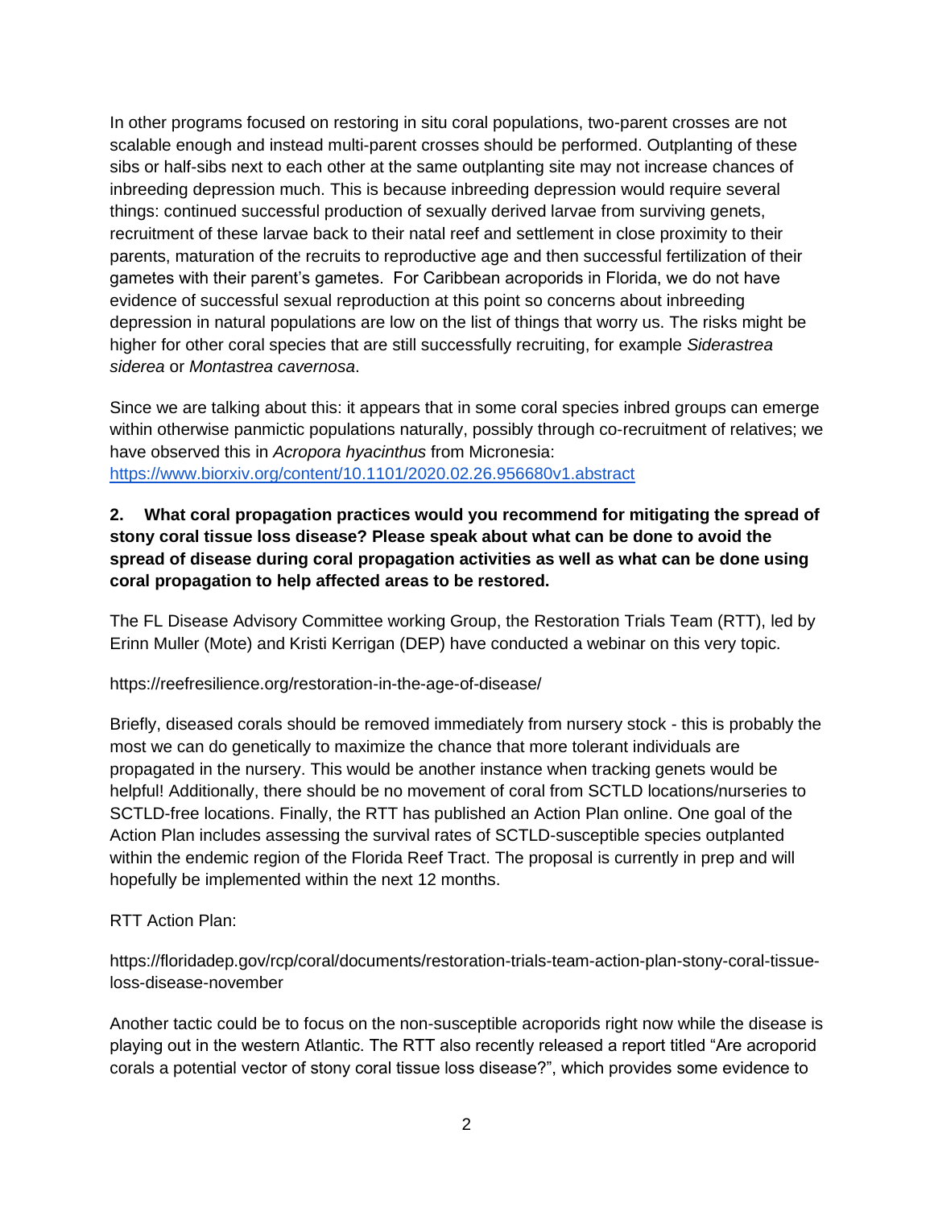In other programs focused on restoring in situ coral populations, two-parent crosses are not scalable enough and instead multi-parent crosses should be performed. Outplanting of these sibs or half-sibs next to each other at the same outplanting site may not increase chances of inbreeding depression much. This is because inbreeding depression would require several things: continued successful production of sexually derived larvae from surviving genets, recruitment of these larvae back to their natal reef and settlement in close proximity to their parents, maturation of the recruits to reproductive age and then successful fertilization of their gametes with their parent's gametes. For Caribbean acroporids in Florida, we do not have evidence of successful sexual reproduction at this point so concerns about inbreeding depression in natural populations are low on the list of things that worry us. The risks might be higher for other coral species that are still successfully recruiting, for example *Siderastrea siderea* or *Montastrea cavernosa*.

Since we are talking about this: it appears that in some coral species inbred groups can emerge within otherwise panmictic populations naturally, possibly through co-recruitment of relatives; we have observed this in *Acropora hyacinthus* from Micronesia:
[https://www.biorxiv.org/content/10.1101/2020.02.26.956680v1.abstract](https://www.biorxiv.org/content/10.1101/2020.02.26.956680v1.abstract)

**2. What coral propagation practices would you recommend for mitigating the spread of stony coral tissue loss disease? Please speak about what can be done to avoid the spread of disease during coral propagation activities as well as what can be done using coral propagation to help affected areas to be restored.**

The FL Disease Advisory Committee working Group, the Restoration Trials Team (RTT), led by Erinn Muller (Mote) and Kristi Kerrigan (DEP) have conducted a webinar on this very topic.

https://reefresilience.org/restoration-in-the-age-of-disease/

Briefly, diseased corals should be removed immediately from nursery stock - this is probably the most we can do genetically to maximize the chance that more tolerant individuals are propagated in the nursery. This would be another instance when tracking genets would be helpful! Additionally, there should be no movement of coral from SCTLD locations/nurseries to SCTLD-free locations. Finally, the RTT has published an Action Plan online. One goal of the Action Plan includes assessing the survival rates of SCTLD-susceptible species outplanted within the endemic region of the Florida Reef Tract. The proposal is currently in prep and will hopefully be implemented within the next 12 months.

RTT Action Plan:

https://floridadep.gov/rcp/coral/documents/restoration-trials-team-action-plan-stony-coral-tissue-loss-disease-november

Another tactic could be to focus on the non-susceptible acroporids right now while the disease is playing out in the western Atlantic. The RTT also recently released a report titled "Are acroporid corals a potential vector of stony coral tissue loss disease?", which provides some evidence to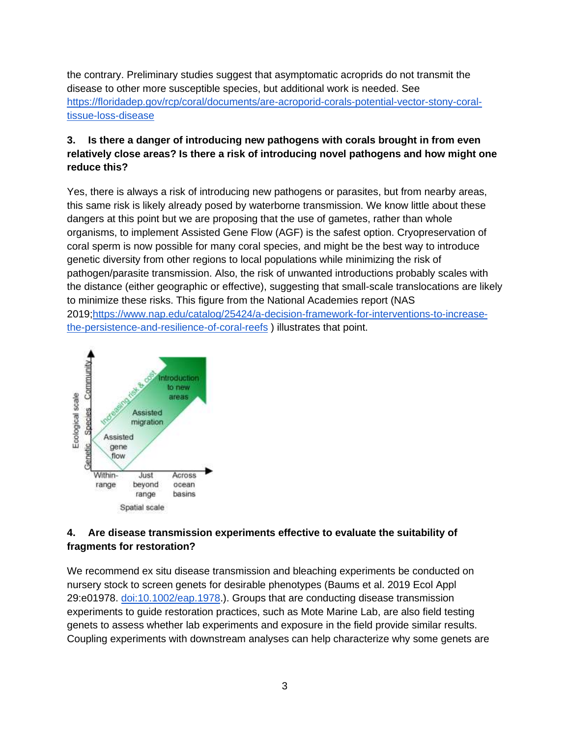the contrary. Preliminary studies suggest that asymptomatic acroprids do not transmit the disease to other more susceptible species, but additional work is needed. See https://floridadep.gov/rcp/coral/documents/are-acroporid-corals-potential-vector-stony-coral-tissue-loss-disease

**3. Is there a danger of introducing new pathogens with corals brought in from even relatively close areas? Is there a risk of introducing novel pathogens and how might one reduce this?**

Yes, there is always a risk of introducing new pathogens or parasites, but from nearby areas, this same risk is likely already posed by waterborne transmission. We know little about these dangers at this point but we are proposing that the use of gametes, rather than whole organisms, to implement Assisted Gene Flow (AGF) is the safest option. Cryopreservation of coral sperm is now possible for many coral species, and might be the best way to introduce genetic diversity from other regions to local populations while minimizing the risk of pathogen/parasite transmission. Also, the risk of unwanted introductions probably scales with the distance (either geographic or effective), suggesting that small-scale translocations are likely to minimize these risks. This figure from the National Academies report (NAS 2019;https://www.nap.edu/catalog/25424/a-decision-framework-for-interventions-to-increase-the-persistence-and-resilience-of-coral-reefs ) illustrates that point.

**4. Are disease transmission experiments effective to evaluate the suitability of fragments for restoration?**

We recommend ex situ disease transmission and bleaching experiments be conducted on nursery stock to screen genets for desirable phenotypes (Baums et al. 2019 Ecol Appl 29:e01978. doi:10.1002/eap.1978.). Groups that are conducting disease transmission experiments to guide restoration practices, such as Mote Marine Lab, are also field testing genets to assess whether lab experiments and exposure in the field provide similar results. Coupling experiments with downstream analyses can help characterize why some genets are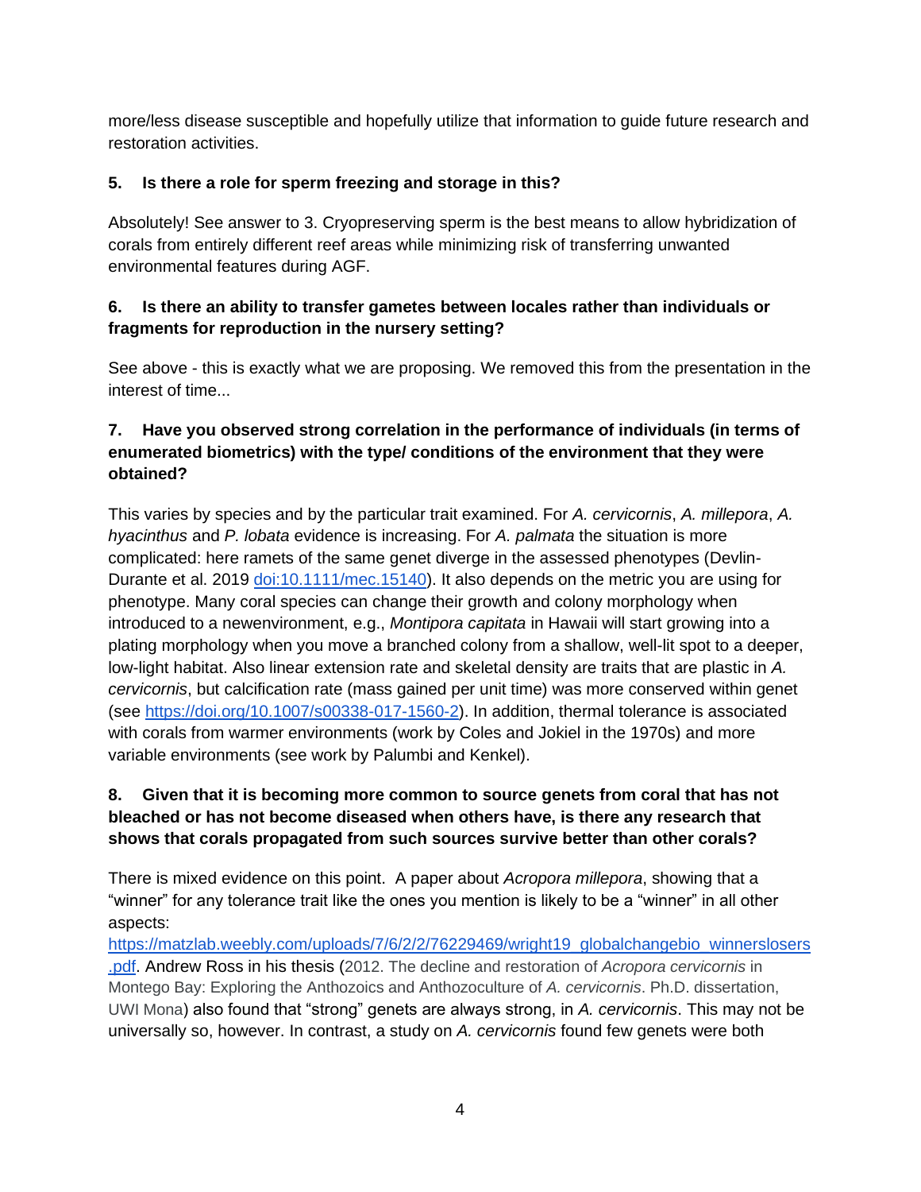more/less disease susceptible and hopefully utilize that information to guide future research and restoration activities.

**5. Is there a role for sperm freezing and storage in this?**

Absolutely! See answer to 3. Cryopreserving sperm is the best means to allow hybridization of corals from entirely different reef areas while minimizing risk of transferring unwanted environmental features during AGF.

**6. Is there an ability to transfer gametes between locales rather than individuals or fragments for reproduction in the nursery setting?**

See above - this is exactly what we are proposing. We removed this from the presentation in the interest of time...

**7. Have you observed strong correlation in the performance of individuals (in terms of enumerated biometrics) with the type/ conditions of the environment that they were obtained?**

This varies by species and by the particular trait examined. For *A. cervicornis*, *A. millepora*, *A. hyacinthus* and *P. lobata* evidence is increasing. For *A. palmata* the situation is more complicated: here ramets of the same genet diverge in the assessed phenotypes (Devlin-Durante et al. 2019 [doi:10.1111/mec.15140](doi:10.1111/mec.15140)). It also depends on the metric you are using for phenotype. Many coral species can change their growth and colony morphology when introduced to a newenvironment, e.g., *Montipora capitata* in Hawaii will start growing into a plating morphology when you move a branched colony from a shallow, well-lit spot to a deeper, low-light habitat. Also linear extension rate and skeletal density are traits that are plastic in *A. cervicornis*, but calcification rate (mass gained per unit time) was more conserved within genet (see [https://doi.org/10.1007/s00338-017-1560-2](https://doi.org/10.1007/s00338-017-1560-2)). In addition, thermal tolerance is associated with corals from warmer environments (work by Coles and Jokiel in the 1970s) and more variable environments (see work by Palumbi and Kenkel).

**8. Given that it is becoming more common to source genets from coral that has not bleached or has not become diseased when others have, is there any research that shows that corals propagated from such sources survive better than other corals?**

There is mixed evidence on this point. A paper about *Acropora millepora*, showing that a "winner" for any tolerance trait like the ones you mention is likely to be a "winner" in all other aspects: [https://matzlab.weebly.com/uploads/7/6/2/2/76229469/wright19_globalchangebio_winnerslosers.pdf](https://matzlab.weebly.com/uploads/7/6/2/2/76229469/wright19_globalchangebio_winnerslosers.pdf). Andrew Ross in his thesis (2012. The decline and restoration of *Acropora cervicornis* in Montego Bay: Exploring the Anthozoics and Anthozoculture of *A. cervicornis*. Ph.D. dissertation, UWI Mona) also found that "strong" genets are always strong, in *A. cervicornis*. This may not be universally so, however. In contrast, a study on *A. cervicornis* found few genets were both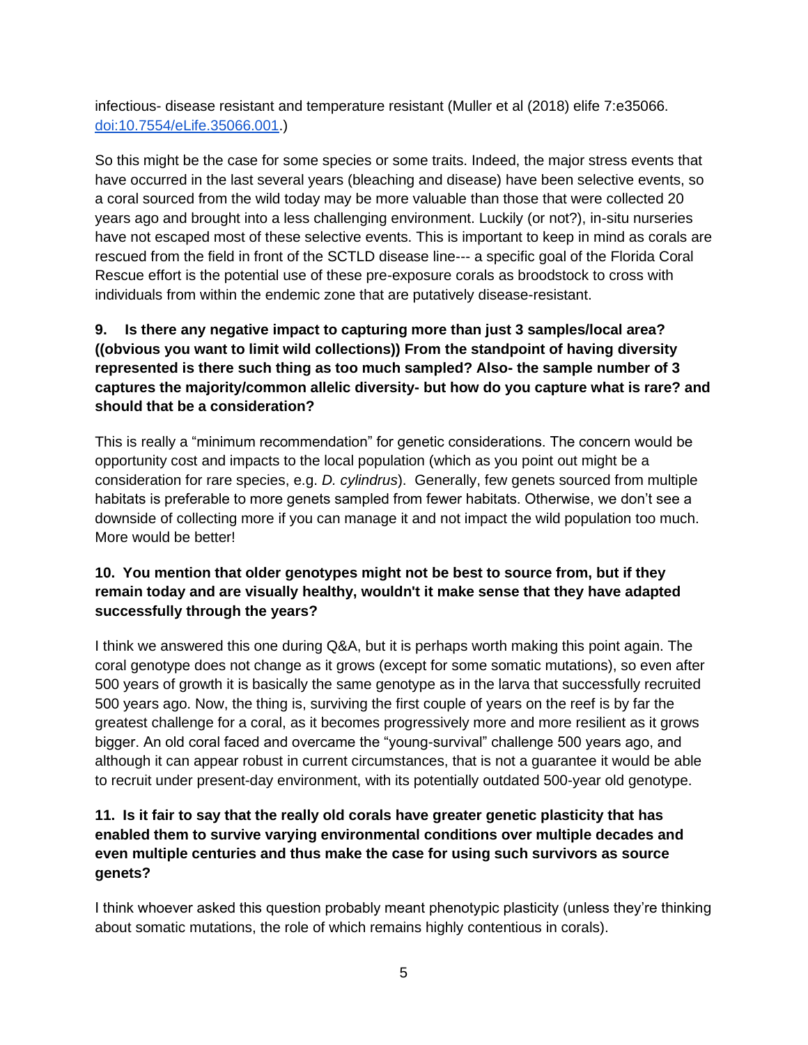infectious- disease resistant and temperature resistant (Muller et al (2018) elife 7:e35066. [doi:10.7554/eLife.35066.001](https://doi.org/10.7554/eLife.35066.001).)

So this might be the case for some species or some traits. Indeed, the major stress events that have occurred in the last several years (bleaching and disease) have been selective events, so a coral sourced from the wild today may be more valuable than those that were collected 20 years ago and brought into a less challenging environment. Luckily (or not?), in-situ nurseries have not escaped most of these selective events. This is important to keep in mind as corals are rescued from the field in front of the SCTLD disease line--- a specific goal of the Florida Coral Rescue effort is the potential use of these pre-exposure corals as broodstock to cross with individuals from within the endemic zone that are putatively disease-resistant.

**9. Is there any negative impact to capturing more than just 3 samples/local area? ((obvious you want to limit wild collections)) From the standpoint of having diversity represented is there such thing as too much sampled? Also- the sample number of 3 captures the majority/common allelic diversity- but how do you capture what is rare? and should that be a consideration?**

This is really a "minimum recommendation" for genetic considerations. The concern would be opportunity cost and impacts to the local population (which as you point out might be a consideration for rare species, e.g. *D. cylindrus*). Generally, few genets sourced from multiple habitats is preferable to more genets sampled from fewer habitats. Otherwise, we don't see a downside of collecting more if you can manage it and not impact the wild population too much. More would be better!

**10. You mention that older genotypes might not be best to source from, but if they remain today and are visually healthy, wouldn't it make sense that they have adapted successfully through the years?**

I think we answered this one during Q&A, but it is perhaps worth making this point again. The coral genotype does not change as it grows (except for some somatic mutations), so even after 500 years of growth it is basically the same genotype as in the larva that successfully recruited 500 years ago. Now, the thing is, surviving the first couple of years on the reef is by far the greatest challenge for a coral, as it becomes progressively more and more resilient as it grows bigger. An old coral faced and overcame the "young-survival" challenge 500 years ago, and although it can appear robust in current circumstances, that is not a guarantee it would be able to recruit under present-day environment, with its potentially outdated 500-year old genotype.

**11. Is it fair to say that the really old corals have greater genetic plasticity that has enabled them to survive varying environmental conditions over multiple decades and even multiple centuries and thus make the case for using such survivors as source genets?**

I think whoever asked this question probably meant phenotypic plasticity (unless they're thinking about somatic mutations, the role of which remains highly contentious in corals).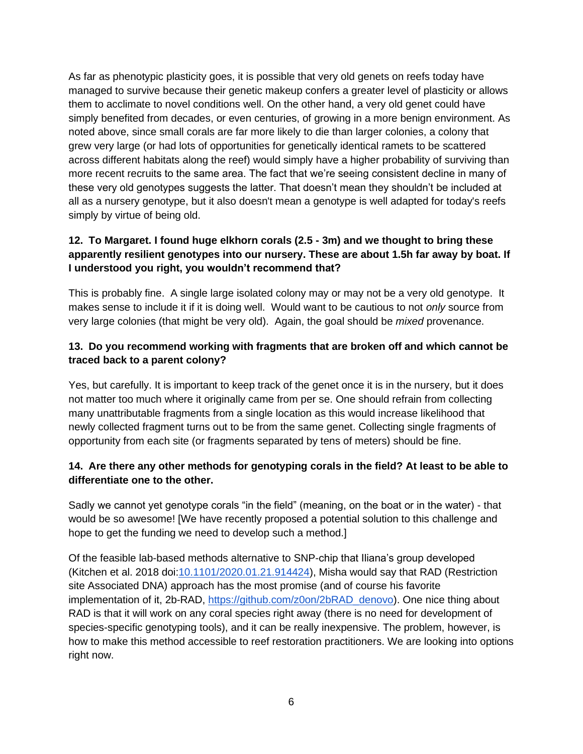As far as phenotypic plasticity goes, it is possible that very old genets on reefs today have managed to survive because their genetic makeup confers a greater level of plasticity or allows them to acclimate to novel conditions well. On the other hand, a very old genet could have simply benefited from decades, or even centuries, of growing in a more benign environment. As noted above, since small corals are far more likely to die than larger colonies, a colony that grew very large (or had lots of opportunities for genetically identical ramets to be scattered across different habitats along the reef) would simply have a higher probability of surviving than more recent recruits to the same area. The fact that we're seeing consistent decline in many of these very old genotypes suggests the latter. That doesn't mean they shouldn't be included at all as a nursery genotype, but it also doesn't mean a genotype is well adapted for today's reefs simply by virtue of being old.

**12. To Margaret. I found huge elkhorn corals (2.5 - 3m) and we thought to bring these apparently resilient genotypes into our nursery. These are about 1.5h far away by boat. If I understood you right, you wouldn't recommend that?**

This is probably fine. A single large isolated colony may or may not be a very old genotype. It makes sense to include it if it is doing well. Would want to be cautious to not *only* source from very large colonies (that might be very old). Again, the goal should be *mixed* provenance.

**13. Do you recommend working with fragments that are broken off and which cannot be traced back to a parent colony?**

Yes, but carefully. It is important to keep track of the genet once it is in the nursery, but it does not matter too much where it originally came from per se. One should refrain from collecting many unattributable fragments from a single location as this would increase likelihood that newly collected fragment turns out to be from the same genet. Collecting single fragments of opportunity from each site (or fragments separated by tens of meters) should be fine.

**14. Are there any other methods for genotyping corals in the field? At least to be able to differentiate one to the other.**

Sadly we cannot yet genotype corals "in the field" (meaning, on the boat or in the water) - that would be so awesome! [We have recently proposed a potential solution to this challenge and hope to get the funding we need to develop such a method.]

Of the feasible lab-based methods alternative to SNP-chip that Iliana's group developed (Kitchen et al. 2018 doi:[10.1101/2020.01.21.914424](https://doi.org/10.1101/2020.01.21.914424)), Misha would say that RAD (Restriction site Associated DNA) approach has the most promise (and of course his favorite implementation of it, 2b-RAD, [https://github.com/z0on/2bRAD_denovo](https://github.com/z0on/2bRAD_denovo)). One nice thing about RAD is that it will work on any coral species right away (there is no need for development of species-specific genotyping tools), and it can be really inexpensive. The problem, however, is how to make this method accessible to reef restoration practitioners. We are looking into options right now.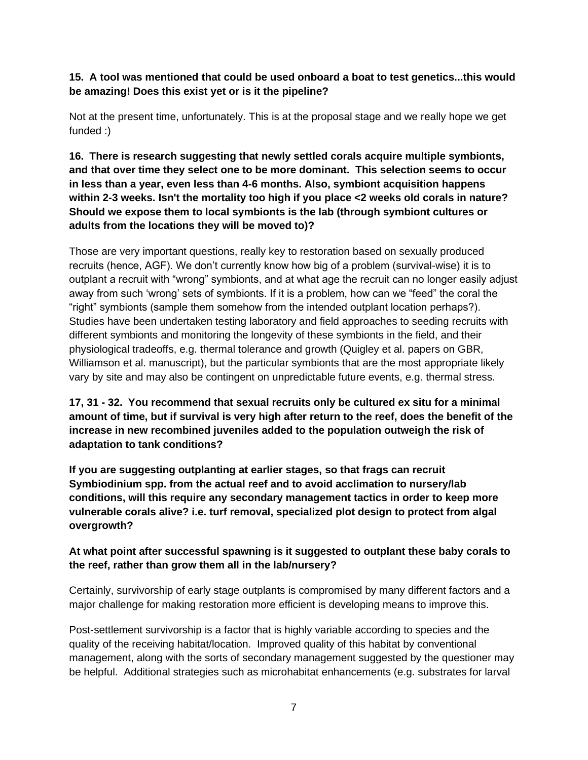**15. A tool was mentioned that could be used onboard a boat to test genetics...this would be amazing! Does this exist yet or is it the pipeline?**

Not at the present time, unfortunately. This is at the proposal stage and we really hope we get funded :)

**16. There is research suggesting that newly settled corals acquire multiple symbionts, and that over time they select one to be more dominant. This selection seems to occur in less than a year, even less than 4-6 months. Also, symbiont acquisition happens within 2-3 weeks. Isn't the mortality too high if you place <2 weeks old corals in nature? Should we expose them to local symbionts is the lab (through symbiont cultures or adults from the locations they will be moved to)?**

Those are very important questions, really key to restoration based on sexually produced recruits (hence, AGF). We don't currently know how big of a problem (survival-wise) it is to outplant a recruit with "wrong" symbionts, and at what age the recruit can no longer easily adjust away from such 'wrong' sets of symbionts. If it is a problem, how can we "feed" the coral the "right" symbionts (sample them somehow from the intended outplant location perhaps?). Studies have been undertaken testing laboratory and field approaches to seeding recruits with different symbionts and monitoring the longevity of these symbionts in the field, and their physiological tradeoffs, e.g. thermal tolerance and growth (Quigley et al. papers on GBR, Williamson et al. manuscript), but the particular symbionts that are the most appropriate likely vary by site and may also be contingent on unpredictable future events, e.g. thermal stress.

**17, 31 - 32. You recommend that sexual recruits only be cultured ex situ for a minimal amount of time, but if survival is very high after return to the reef, does the benefit of the increase in new recombined juveniles added to the population outweigh the risk of adaptation to tank conditions?**

**If you are suggesting outplanting at earlier stages, so that frags can recruit Symbiodinium spp. from the actual reef and to avoid acclimation to nursery/lab conditions, will this require any secondary management tactics in order to keep more vulnerable corals alive? i.e. turf removal, specialized plot design to protect from algal overgrowth?**

**At what point after successful spawning is it suggested to outplant these baby corals to the reef, rather than grow them all in the lab/nursery?**

Certainly, survivorship of early stage outplants is compromised by many different factors and a major challenge for making restoration more efficient is developing means to improve this.

Post-settlement survivorship is a factor that is highly variable according to species and the quality of the receiving habitat/location. Improved quality of this habitat by conventional management, along with the sorts of secondary management suggested by the questioner may be helpful. Additional strategies such as microhabitat enhancements (e.g. substrates for larval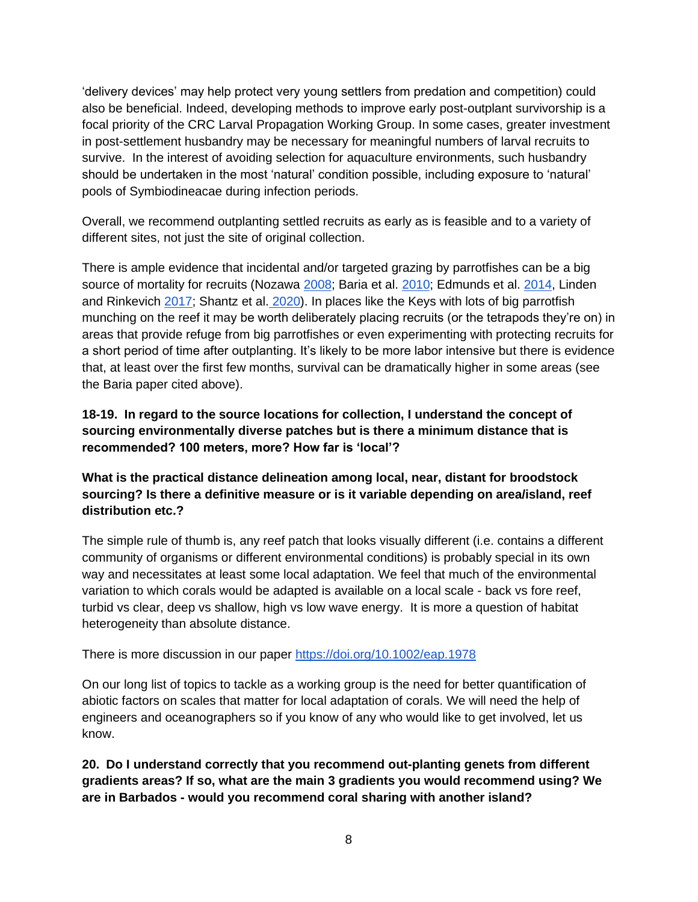'delivery devices' may help protect very young settlers from predation and competition) could also be beneficial. Indeed, developing methods to improve early post-outplant survivorship is a focal priority of the CRC Larval Propagation Working Group. In some cases, greater investment in post-settlement husbandry may be necessary for meaningful numbers of larval recruits to survive. In the interest of avoiding selection for aquaculture environments, such husbandry should be undertaken in the most 'natural' condition possible, including exposure to 'natural' pools of Symbiodineacae during infection periods.

Overall, we recommend outplanting settled recruits as early as is feasible and to a variety of different sites, not just the site of original collection.

There is ample evidence that incidental and/or targeted grazing by parrotfishes can be a big source of mortality for recruits (Nozawa 2008; Baria et al. 2010; Edmunds et al. 2014, Linden and Rinkevich 2017; Shantz et al. 2020). In places like the Keys with lots of big parrotfish munching on the reef it may be worth deliberately placing recruits (or the tetrapods they're on) in areas that provide refuge from big parrotfishes or even experimenting with protecting recruits for a short period of time after outplanting. It's likely to be more labor intensive but there is evidence that, at least over the first few months, survival can be dramatically higher in some areas (see the Baria paper cited above).

**18-19. In regard to the source locations for collection, I understand the concept of sourcing environmentally diverse patches but is there a minimum distance that is recommended? 100 meters, more? How far is 'local'?**

**What is the practical distance delineation among local, near, distant for broodstock sourcing? Is there a definitive measure or is it variable depending on area/island, reef distribution etc.?**

The simple rule of thumb is, any reef patch that looks visually different (i.e. contains a different community of organisms or different environmental conditions) is probably special in its own way and necessitates at least some local adaptation. We feel that much of the environmental variation to which corals would be adapted is available on a local scale - back vs fore reef, turbid vs clear, deep vs shallow, high vs low wave energy. It is more a question of habitat heterogeneity than absolute distance.

There is more discussion in our paper https://doi.org/10.1002/eap.1978

On our long list of topics to tackle as a working group is the need for better quantification of abiotic factors on scales that matter for local adaptation of corals. We will need the help of engineers and oceanographers so if you know of any who would like to get involved, let us know.

**20. Do I understand correctly that you recommend out-planting genets from different gradients areas? If so, what are the main 3 gradients you would recommend using? We are in Barbados - would you recommend coral sharing with another island?**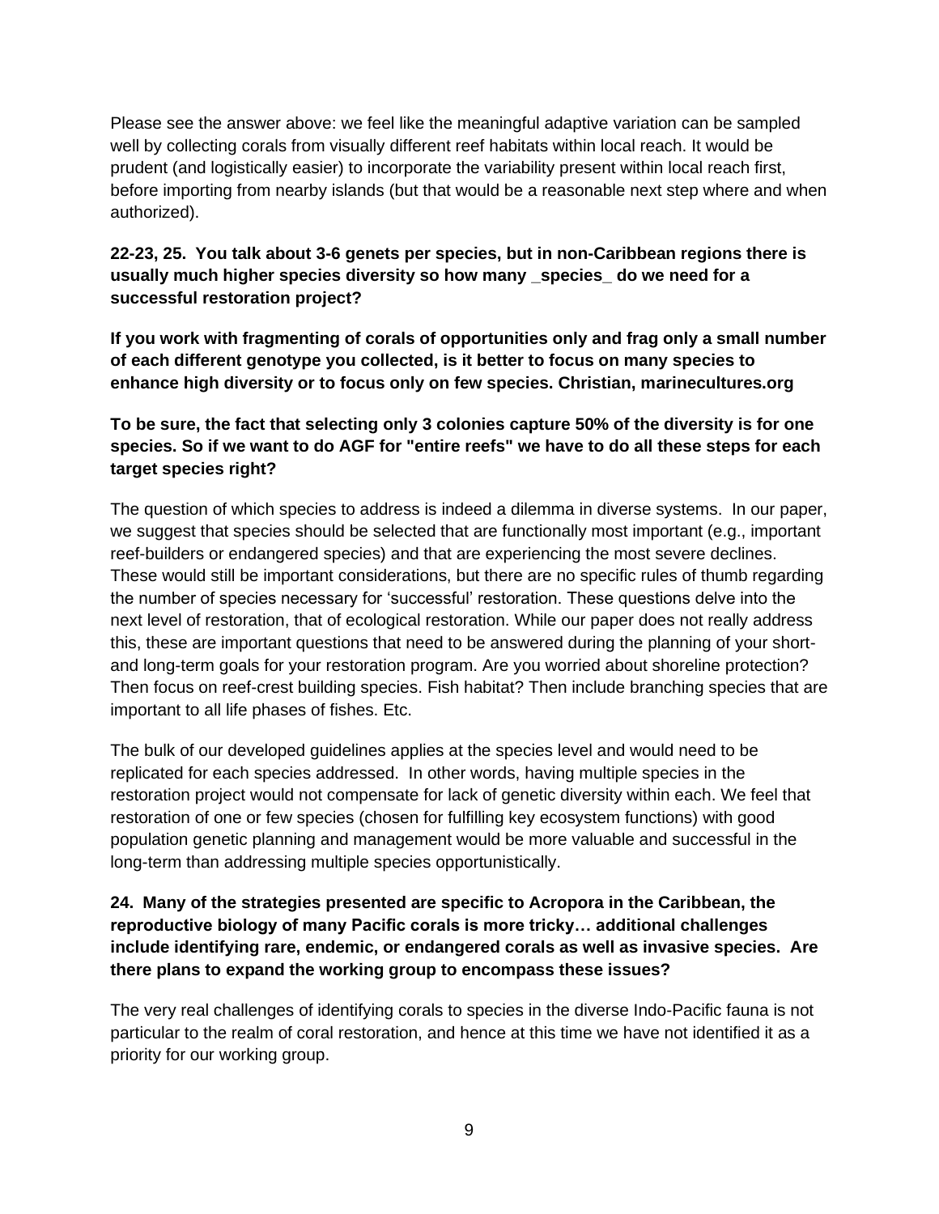Please see the answer above: we feel like the meaningful adaptive variation can be sampled well by collecting corals from visually different reef habitats within local reach. It would be prudent (and logistically easier) to incorporate the variability present within local reach first, before importing from nearby islands (but that would be a reasonable next step where and when authorized).

**22-23, 25. You talk about 3-6 genets per species, but in non-Caribbean regions there is usually much higher species diversity so how many _species_ do we need for a successful restoration project?**

**If you work with fragmenting of corals of opportunities only and frag only a small number of each different genotype you collected, is it better to focus on many species to enhance high diversity or to focus only on few species. Christian, marinecultures.org**

**To be sure, the fact that selecting only 3 colonies capture 50% of the diversity is for one species. So if we want to do AGF for "entire reefs" we have to do all these steps for each target species right?**

The question of which species to address is indeed a dilemma in diverse systems. In our paper, we suggest that species should be selected that are functionally most important (e.g., important reef-builders or endangered species) and that are experiencing the most severe declines. These would still be important considerations, but there are no specific rules of thumb regarding the number of species necessary for 'successful' restoration. These questions delve into the next level of restoration, that of ecological restoration. While our paper does not really address this, these are important questions that need to be answered during the planning of your short- and long-term goals for your restoration program. Are you worried about shoreline protection? Then focus on reef-crest building species. Fish habitat? Then include branching species that are important to all life phases of fishes. Etc.

The bulk of our developed guidelines applies at the species level and would need to be replicated for each species addressed. In other words, having multiple species in the restoration project would not compensate for lack of genetic diversity within each. We feel that restoration of one or few species (chosen for fulfilling key ecosystem functions) with good population genetic planning and management would be more valuable and successful in the long-term than addressing multiple species opportunistically.

**24. Many of the strategies presented are specific to Acropora in the Caribbean, the reproductive biology of many Pacific corals is more tricky… additional challenges include identifying rare, endemic, or endangered corals as well as invasive species. Are there plans to expand the working group to encompass these issues?**

The very real challenges of identifying corals to species in the diverse Indo-Pacific fauna is not particular to the realm of coral restoration, and hence at this time we have not identified it as a priority for our working group.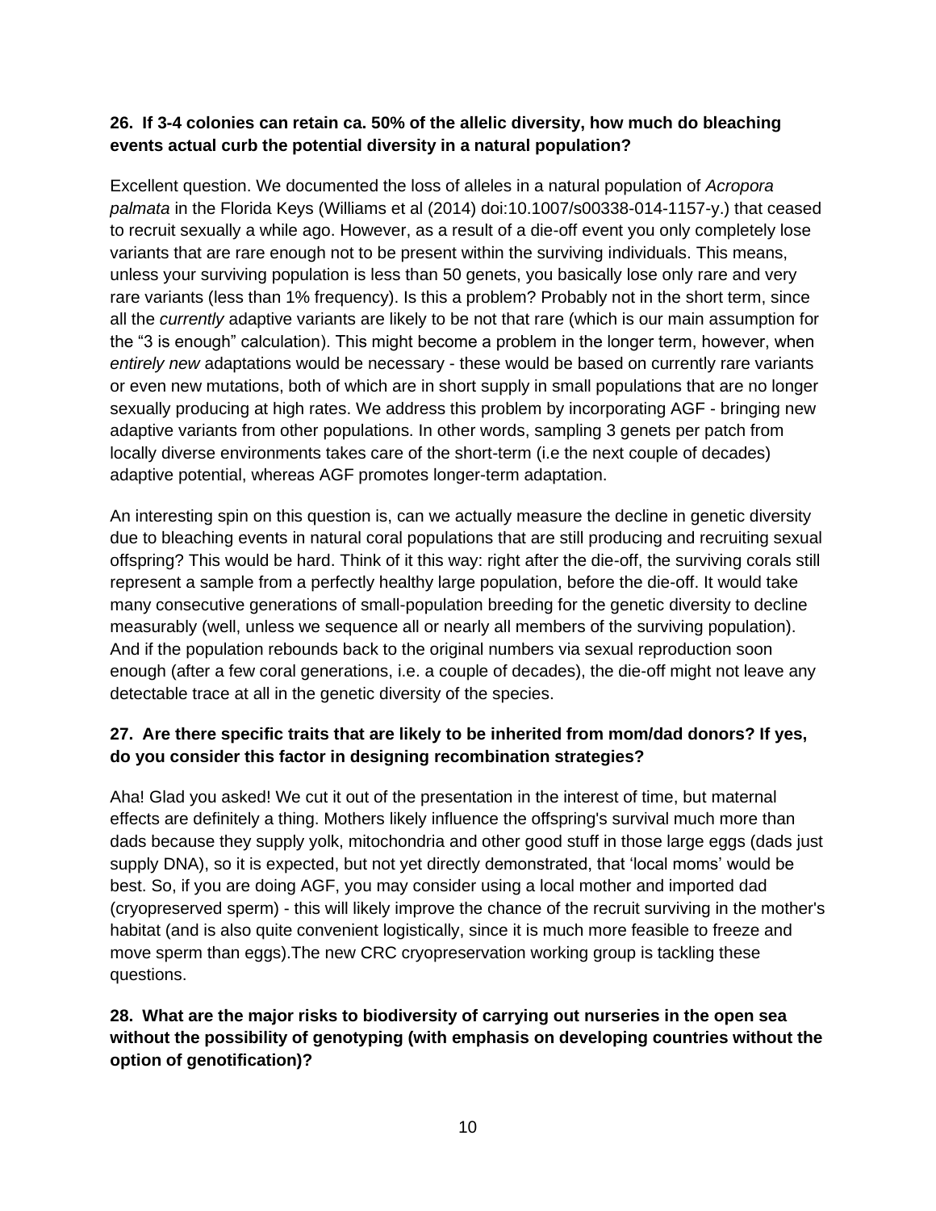**26. If 3-4 colonies can retain ca. 50% of the allelic diversity, how much do bleaching events actual curb the potential diversity in a natural population?**

Excellent question. We documented the loss of alleles in a natural population of *Acropora palmata* in the Florida Keys (Williams et al (2014) doi:10.1007/s00338-014-1157-y.) that ceased to recruit sexually a while ago. However, as a result of a die-off event you only completely lose variants that are rare enough not to be present within the surviving individuals. This means, unless your surviving population is less than 50 genets, you basically lose only rare and very rare variants (less than 1% frequency). Is this a problem? Probably not in the short term, since all the *currently* adaptive variants are likely to be not that rare (which is our main assumption for the "3 is enough" calculation). This might become a problem in the longer term, however, when *entirely new* adaptations would be necessary - these would be based on currently rare variants or even new mutations, both of which are in short supply in small populations that are no longer sexually producing at high rates. We address this problem by incorporating AGF - bringing new adaptive variants from other populations. In other words, sampling 3 genets per patch from locally diverse environments takes care of the short-term (i.e the next couple of decades) adaptive potential, whereas AGF promotes longer-term adaptation.

An interesting spin on this question is, can we actually measure the decline in genetic diversity due to bleaching events in natural coral populations that are still producing and recruiting sexual offspring? This would be hard. Think of it this way: right after the die-off, the surviving corals still represent a sample from a perfectly healthy large population, before the die-off. It would take many consecutive generations of small-population breeding for the genetic diversity to decline measurably (well, unless we sequence all or nearly all members of the surviving population). And if the population rebounds back to the original numbers via sexual reproduction soon enough (after a few coral generations, i.e. a couple of decades), the die-off might not leave any detectable trace at all in the genetic diversity of the species.

**27. Are there specific traits that are likely to be inherited from mom/dad donors? If yes, do you consider this factor in designing recombination strategies?**

Aha! Glad you asked! We cut it out of the presentation in the interest of time, but maternal effects are definitely a thing. Mothers likely influence the offspring's survival much more than dads because they supply yolk, mitochondria and other good stuff in those large eggs (dads just supply DNA), so it is expected, but not yet directly demonstrated, that 'local moms' would be best. So, if you are doing AGF, you may consider using a local mother and imported dad (cryopreserved sperm) - this will likely improve the chance of the recruit surviving in the mother's habitat (and is also quite convenient logistically, since it is much more feasible to freeze and move sperm than eggs).The new CRC cryopreservation working group is tackling these questions.

**28. What are the major risks to biodiversity of carrying out nurseries in the open sea without the possibility of genotyping (with emphasis on developing countries without the option of genotification)?**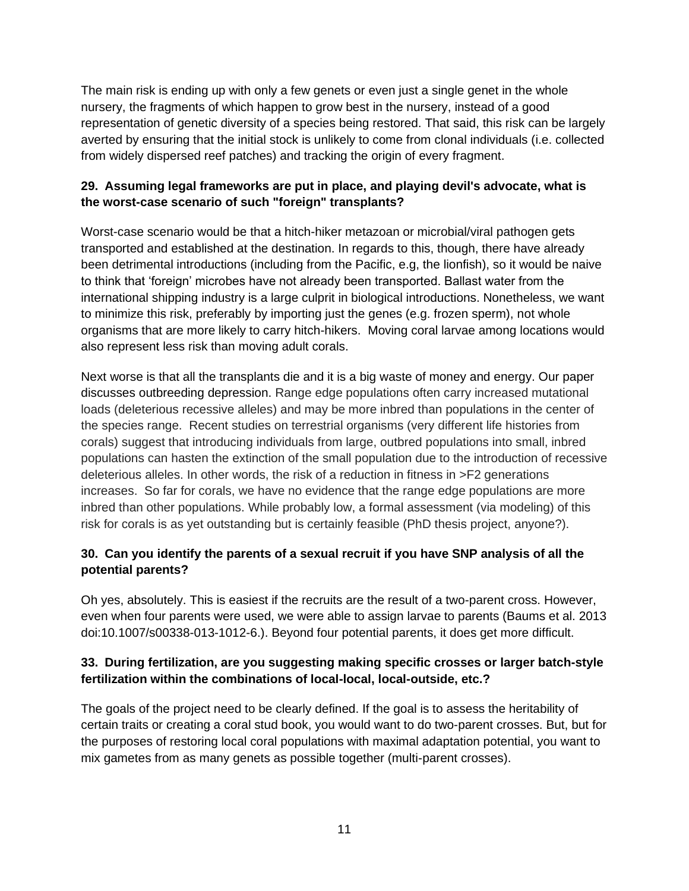The main risk is ending up with only a few genets or even just a single genet in the whole nursery, the fragments of which happen to grow best in the nursery, instead of a good representation of genetic diversity of a species being restored. That said, this risk can be largely averted by ensuring that the initial stock is unlikely to come from clonal individuals (i.e. collected from widely dispersed reef patches) and tracking the origin of every fragment.

**29. Assuming legal frameworks are put in place, and playing devil's advocate, what is the worst-case scenario of such "foreign" transplants?**

Worst-case scenario would be that a hitch-hiker metazoan or microbial/viral pathogen gets transported and established at the destination. In regards to this, though, there have already been detrimental introductions (including from the Pacific, e.g, the lionfish), so it would be naive to think that 'foreign' microbes have not already been transported. Ballast water from the international shipping industry is a large culprit in biological introductions. Nonetheless, we want to minimize this risk, preferably by importing just the genes (e.g. frozen sperm), not whole organisms that are more likely to carry hitch-hikers. Moving coral larvae among locations would also represent less risk than moving adult corals.

Next worse is that all the transplants die and it is a big waste of money and energy. Our paper discusses outbreeding depression. Range edge populations often carry increased mutational loads (deleterious recessive alleles) and may be more inbred than populations in the center of the species range. Recent studies on terrestrial organisms (very different life histories from corals) suggest that introducing individuals from large, outbred populations into small, inbred populations can hasten the extinction of the small population due to the introduction of recessive deleterious alleles. In other words, the risk of a reduction in fitness in >F2 generations increases. So far for corals, we have no evidence that the range edge populations are more inbred than other populations. While probably low, a formal assessment (via modeling) of this risk for corals is as yet outstanding but is certainly feasible (PhD thesis project, anyone?).

**30. Can you identify the parents of a sexual recruit if you have SNP analysis of all the potential parents?**

Oh yes, absolutely. This is easiest if the recruits are the result of a two-parent cross. However, even when four parents were used, we were able to assign larvae to parents (Baums et al. 2013 doi:10.1007/s00338-013-1012-6.). Beyond four potential parents, it does get more difficult.

**33. During fertilization, are you suggesting making specific crosses or larger batch-style fertilization within the combinations of local-local, local-outside, etc.?**

The goals of the project need to be clearly defined. If the goal is to assess the heritability of certain traits or creating a coral stud book, you would want to do two-parent crosses. But, but for the purposes of restoring local coral populations with maximal adaptation potential, you want to mix gametes from as many genets as possible together (multi-parent crosses).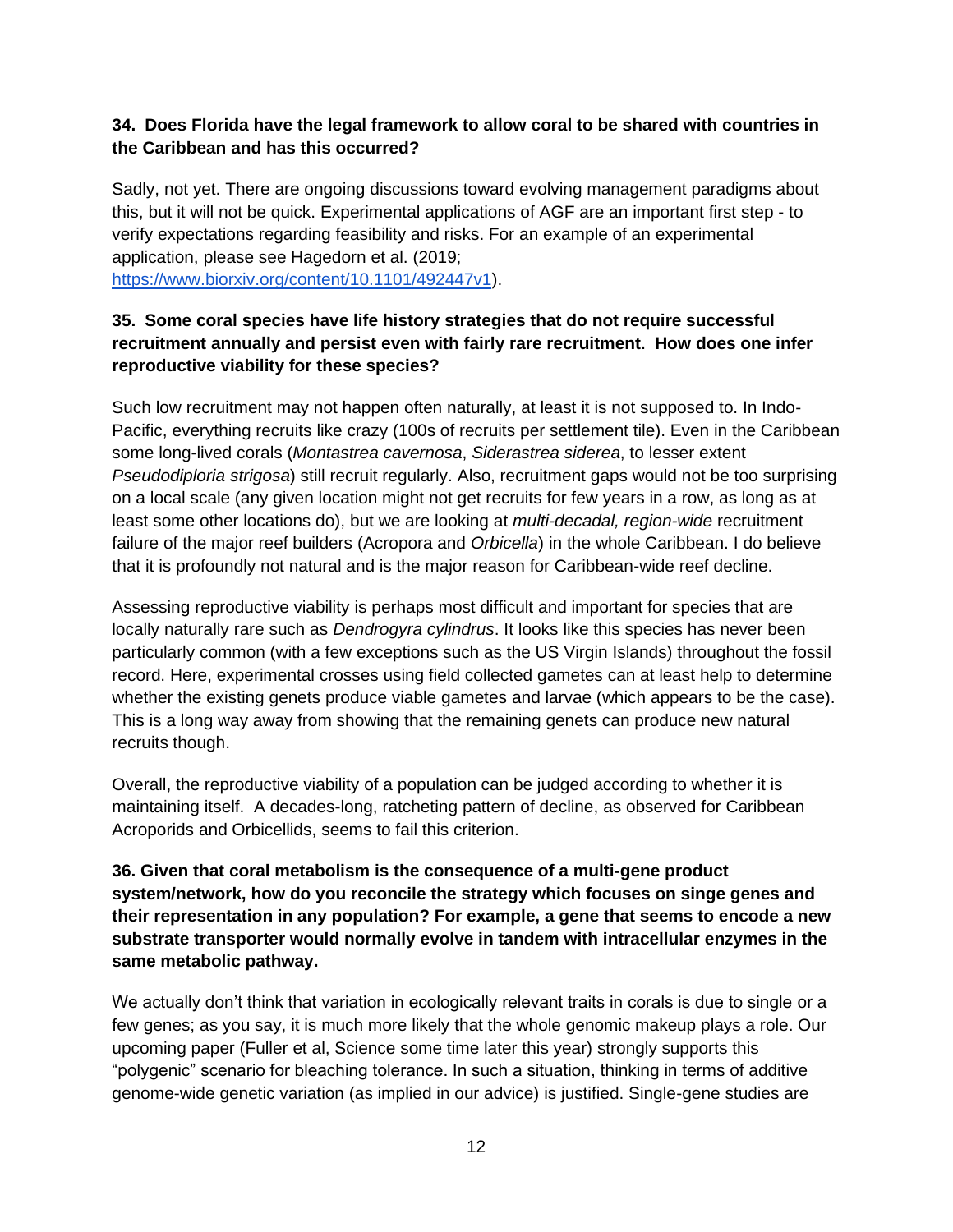**34. Does Florida have the legal framework to allow coral to be shared with countries in the Caribbean and has this occurred?**

Sadly, not yet. There are ongoing discussions toward evolving management paradigms about this, but it will not be quick. Experimental applications of AGF are an important first step - to verify expectations regarding feasibility and risks. For an example of an experimental application, please see Hagedorn et al. (2019; https://www.biorxiv.org/content/10.1101/492447v1).

**35. Some coral species have life history strategies that do not require successful recruitment annually and persist even with fairly rare recruitment. How does one infer reproductive viability for these species?**

Such low recruitment may not happen often naturally, at least it is not supposed to. In Indo-Pacific, everything recruits like crazy (100s of recruits per settlement tile). Even in the Caribbean some long-lived corals (*Montastrea cavernosa*, *Siderastrea siderea*, to lesser extent *Pseudodiploria strigosa*) still recruit regularly. Also, recruitment gaps would not be too surprising on a local scale (any given location might not get recruits for few years in a row, as long as at least some other locations do), but we are looking at *multi-decadal, region-wide* recruitment failure of the major reef builders (Acropora and *Orbicella*) in the whole Caribbean. I do believe that it is profoundly not natural and is the major reason for Caribbean-wide reef decline.

Assessing reproductive viability is perhaps most difficult and important for species that are locally naturally rare such as *Dendrogyra cylindrus*. It looks like this species has never been particularly common (with a few exceptions such as the US Virgin Islands) throughout the fossil record. Here, experimental crosses using field collected gametes can at least help to determine whether the existing genets produce viable gametes and larvae (which appears to be the case). This is a long way away from showing that the remaining genets can produce new natural recruits though.

Overall, the reproductive viability of a population can be judged according to whether it is maintaining itself. A decades-long, ratcheting pattern of decline, as observed for Caribbean Acroporids and Orbicellids, seems to fail this criterion.

**36. Given that coral metabolism is the consequence of a multi-gene product system/network, how do you reconcile the strategy which focuses on singe genes and their representation in any population? For example, a gene that seems to encode a new substrate transporter would normally evolve in tandem with intracellular enzymes in the same metabolic pathway.**

We actually don't think that variation in ecologically relevant traits in corals is due to single or a few genes; as you say, it is much more likely that the whole genomic makeup plays a role. Our upcoming paper (Fuller et al, Science some time later this year) strongly supports this "polygenic" scenario for bleaching tolerance. In such a situation, thinking in terms of additive genome-wide genetic variation (as implied in our advice) is justified. Single-gene studies are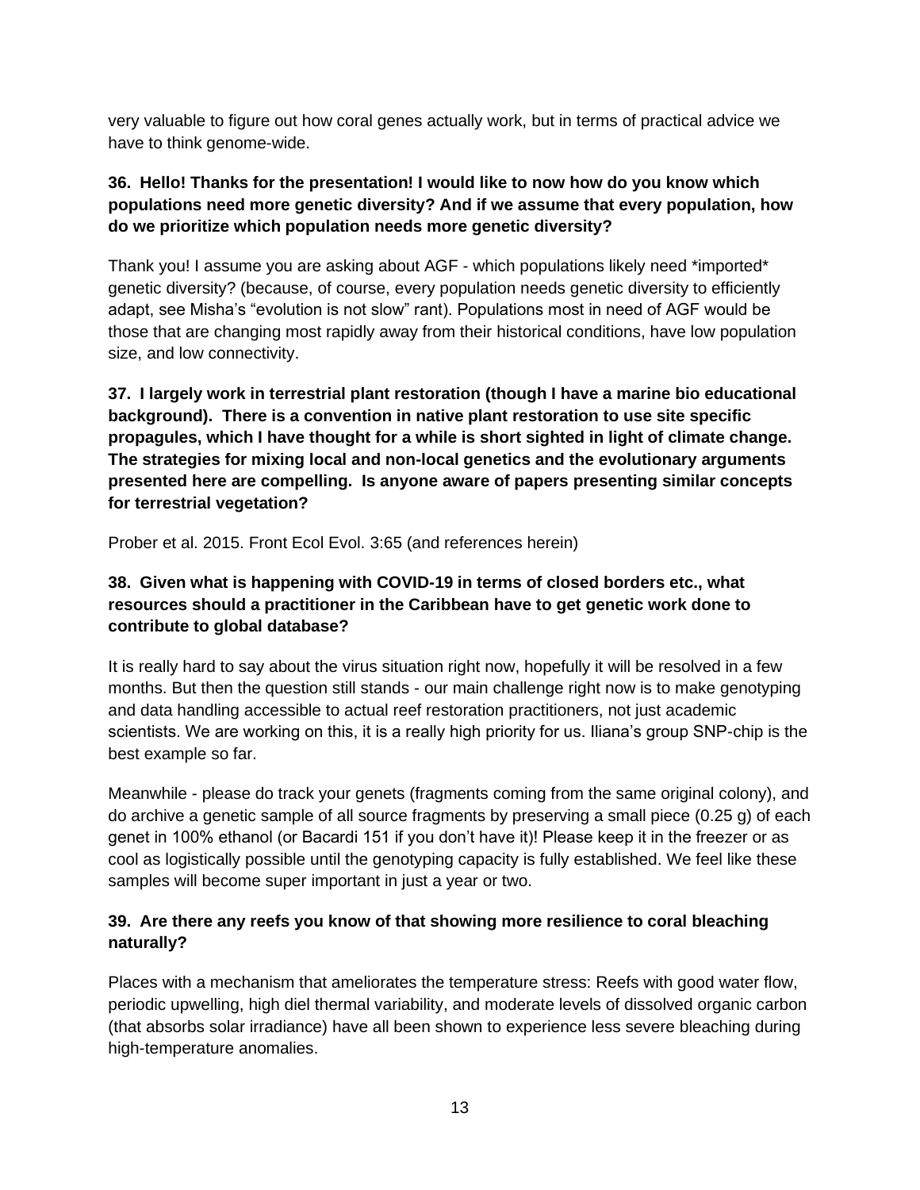very valuable to figure out how coral genes actually work, but in terms of practical advice we have to think genome-wide.

**36. Hello! Thanks for the presentation! I would like to now how do you know which populations need more genetic diversity? And if we assume that every population, how do we prioritize which population needs more genetic diversity?**

Thank you! I assume you are asking about AGF - which populations likely need *imported* genetic diversity? (because, of course, every population needs genetic diversity to efficiently adapt, see Misha's "evolution is not slow" rant). Populations most in need of AGF would be those that are changing most rapidly away from their historical conditions, have low population size, and low connectivity.

**37. I largely work in terrestrial plant restoration (though I have a marine bio educational background). There is a convention in native plant restoration to use site specific propagules, which I have thought for a while is short sighted in light of climate change. The strategies for mixing local and non-local genetics and the evolutionary arguments presented here are compelling. Is anyone aware of papers presenting similar concepts for terrestrial vegetation?**

Prober et al. 2015. Front Ecol Evol. 3:65 (and references herein)

**38. Given what is happening with COVID-19 in terms of closed borders etc., what resources should a practitioner in the Caribbean have to get genetic work done to contribute to global database?**

It is really hard to say about the virus situation right now, hopefully it will be resolved in a few months. But then the question still stands - our main challenge right now is to make genotyping and data handling accessible to actual reef restoration practitioners, not just academic scientists. We are working on this, it is a really high priority for us. Iliana's group SNP-chip is the best example so far.

Meanwhile - please do track your genets (fragments coming from the same original colony), and do archive a genetic sample of all source fragments by preserving a small piece (0.25 g) of each genet in 100% ethanol (or Bacardi 151 if you don't have it)! Please keep it in the freezer or as cool as logistically possible until the genotyping capacity is fully established. We feel like these samples will become super important in just a year or two.

**39. Are there any reefs you know of that showing more resilience to coral bleaching naturally?**

Places with a mechanism that ameliorates the temperature stress: Reefs with good water flow, periodic upwelling, high diel thermal variability, and moderate levels of dissolved organic carbon (that absorbs solar irradiance) have all been shown to experience less severe bleaching during high-temperature anomalies.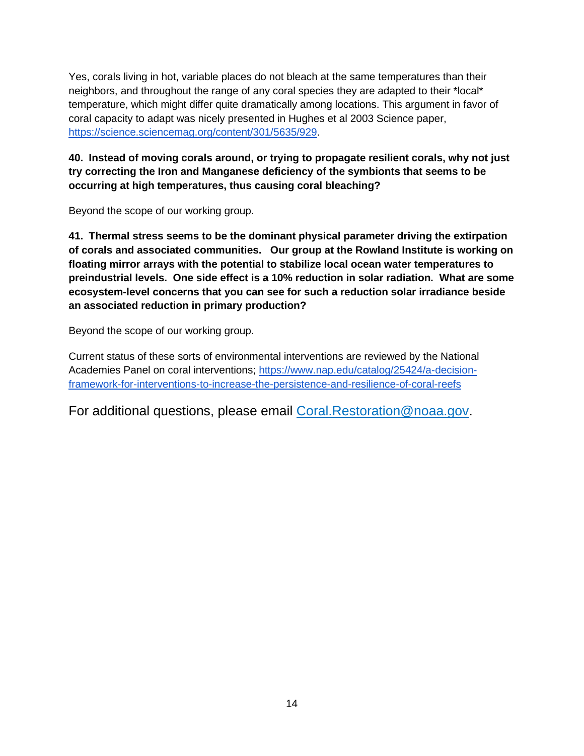Yes, corals living in hot, variable places do not bleach at the same temperatures than their neighbors, and throughout the range of any coral species they are adapted to their *local* temperature, which might differ quite dramatically among locations. This argument in favor of coral capacity to adapt was nicely presented in Hughes et al 2003 Science paper, [https://science.sciencemag.org/content/301/5635/929](https://science.sciencemag.org/content/301/5635/929).

**40. Instead of moving corals around, or trying to propagate resilient corals, why not just try correcting the Iron and Manganese deficiency of the symbionts that seems to be occurring at high temperatures, thus causing coral bleaching?**

Beyond the scope of our working group.

**41. Thermal stress seems to be the dominant physical parameter driving the extirpation of corals and associated communities. Our group at the Rowland Institute is working on floating mirror arrays with the potential to stabilize local ocean water temperatures to preindustrial levels. One side effect is a 10% reduction in solar radiation. What are some ecosystem-level concerns that you can see for such a reduction solar irradiance beside an associated reduction in primary production?**

Beyond the scope of our working group.

Current status of these sorts of environmental interventions are reviewed by the National Academies Panel on coral interventions; [https://www.nap.edu/catalog/25424/a-decision-framework-for-interventions-to-increase-the-persistence-and-resilience-of-coral-reefs](https://www.nap.edu/catalog/25424/a-decision-framework-for-interventions-to-increase-the-persistence-and-resilience-of-coral-reefs)

For additional questions, please email [Coral.Restoration@noaa.gov](mailto:Coral.Restoration@noaa.gov).